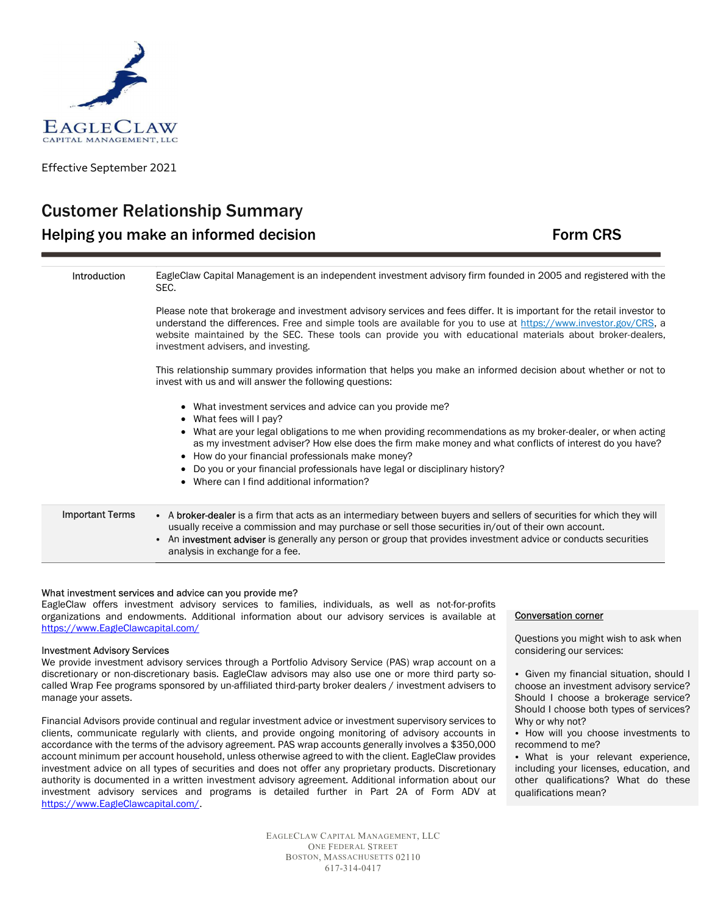EAGLECLAW
CAPITAL MANAGEMENT, LLC

Effective September 2021

# Customer Relationship Summary

## Helping you make an informed decision — Form CRS

| | |
|---|---|
| Introduction | EagleClaw Capital Management is an independent investment advisory firm founded in 2005 and registered with the SEC.<br><br>Please note that brokerage and investment advisory services and fees differ. It is important for the retail investor to understand the differences. Free and simple tools are available for you to use at https://www.investor.gov/CRS, a website maintained by the SEC. These tools can provide you with educational materials about broker-dealers, investment advisers, and investing.<br><br>This relationship summary provides information that helps you make an informed decision about whether or not to invest with us and will answer the following questions:<br>• What investment services and advice can you provide me?<br>• What fees will I pay?<br>• What are your legal obligations to me when providing recommendations as my broker-dealer, or when acting as my investment adviser? How else does the firm make money and what conflicts of interest do you have?<br>• How do your financial professionals make money?<br>• Do you or your financial professionals have legal or disciplinary history?<br>• Where can I find additional information? |
| Important Terms | • A **broker-dealer** is a firm that acts as an intermediary between buyers and sellers of securities for which they will usually receive a commission and may purchase or sell those securities in/out of their own account.<br>• An **investment adviser** is generally any person or group that provides investment advice or conducts securities analysis in exchange for a fee. |

### What investment services and advice can you provide me?

EagleClaw offers investment advisory services to families, individuals, as well as not-for-profits organizations and endowments. Additional information about our advisory services is available at https://www.EagleClawcapital.com/

#### Investment Advisory Services

We provide investment advisory services through a Portfolio Advisory Service (PAS) wrap account on a discretionary or non-discretionary basis. EagleClaw advisors may also use one or more third party so-called Wrap Fee programs sponsored by un-affiliated third-party broker dealers / investment advisers to manage your assets.

Financial Advisors provide continual and regular investment advice or investment supervisory services to clients, communicate regularly with clients, and provide ongoing monitoring of advisory accounts in accordance with the terms of the advisory agreement. PAS wrap accounts generally involves a $350,000 account minimum per account household, unless otherwise agreed to with the client. EagleClaw provides investment advice on all types of securities and does not offer any proprietary products. Discretionary authority is documented in a written investment advisory agreement. Additional information about our investment advisory services and programs is detailed further in Part 2A of Form ADV at https://www.EagleClawcapital.com/.

**Conversation corner**

Questions you might wish to ask when considering our services:

- Given my financial situation, should I choose an investment advisory service? Should I choose a brokerage service? Should I choose both types of services? Why or why not?
- How will you choose investments to recommend to me?
- What is your relevant experience, including your licenses, education, and other qualifications? What do these qualifications mean?

EAGLECLAW CAPITAL MANAGEMENT, LLC
ONE FEDERAL STREET
BOSTON, MASSACHUSETTS 02110
617-314-0417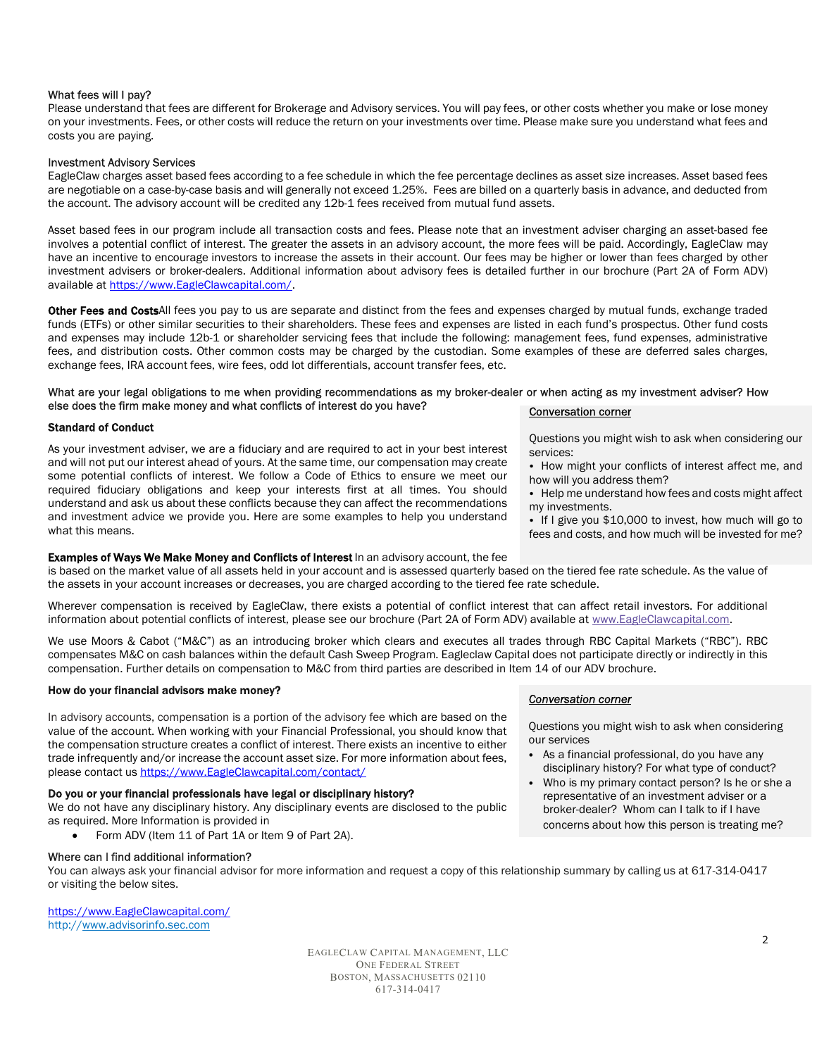What fees will I pay?

Please understand that fees are different for Brokerage and Advisory services. You will pay fees, or other costs whether you make or lose money on your investments. Fees, or other costs will reduce the return on your investments over time. Please make sure you understand what fees and costs you are paying.

Investment Advisory Services

EagleClaw charges asset based fees according to a fee schedule in which the fee percentage declines as asset size increases. Asset based fees are negotiable on a case-by-case basis and will generally not exceed 1.25%. Fees are billed on a quarterly basis in advance, and deducted from the account. The advisory account will be credited any 12b-1 fees received from mutual fund assets.

Asset based fees in our program include all transaction costs and fees. Please note that an investment adviser charging an asset-based fee involves a potential conflict of interest. The greater the assets in an advisory account, the more fees will be paid. Accordingly, EagleClaw may have an incentive to encourage investors to increase the assets in their account. Our fees may be higher or lower than fees charged by other investment advisers or broker-dealers. Additional information about advisory fees is detailed further in our brochure (Part 2A of Form ADV) available at https://www.EagleClawcapital.com/.

**Other Fees and Costs**All fees you pay to us are separate and distinct from the fees and expenses charged by mutual funds, exchange traded funds (ETFs) or other similar securities to their shareholders. These fees and expenses are listed in each fund's prospectus. Other fund costs and expenses may include 12b-1 or shareholder servicing fees that include the following: management fees, fund expenses, administrative fees, and distribution costs. Other common costs may be charged by the custodian. Some examples of these are deferred sales charges, exchange fees, IRA account fees, wire fees, odd lot differentials, account transfer fees, etc.

What are your legal obligations to me when providing recommendations as my broker-dealer or when acting as my investment adviser? How else does the firm make money and what conflicts of interest do you have?

**Standard of Conduct**

As your investment adviser, we are a fiduciary and are required to act in your best interest and will not put our interest ahead of yours. At the same time, our compensation may create some potential conflicts of interest. We follow a Code of Ethics to ensure we meet our required fiduciary obligations and keep your interests first at all times. You should understand and ask us about these conflicts because they can affect the recommendations and investment advice we provide you. Here are some examples to help you understand what this means.

Conversation corner

Questions you might wish to ask when considering our services:

- How might your conflicts of interest affect me, and how will you address them?
- Help me understand how fees and costs might affect my investments.
- If I give you $10,000 to invest, how much will go to fees and costs, and how much will be invested for me?

**Examples of Ways We Make Money and Conflicts of Interest** In an advisory account, the fee is based on the market value of all assets held in your account and is assessed quarterly based on the tiered fee rate schedule. As the value of the assets in your account increases or decreases, you are charged according to the tiered fee rate schedule.

Wherever compensation is received by EagleClaw, there exists a potential of conflict interest that can affect retail investors. For additional information about potential conflicts of interest, please see our brochure (Part 2A of Form ADV) available at www.EagleClawcapital.com.

We use Moors & Cabot ("M&C") as an introducing broker which clears and executes all trades through RBC Capital Markets ("RBC"). RBC compensates M&C on cash balances within the default Cash Sweep Program. Eagleclaw Capital does not participate directly or indirectly in this compensation. Further details on compensation to M&C from third parties are described in Item 14 of our ADV brochure.

**How do your financial advisors make money?**

In advisory accounts, compensation is a portion of the advisory fee which are based on the value of the account. When working with your Financial Professional, you should know that the compensation structure creates a conflict of interest. There exists an incentive to either trade infrequently and/or increase the account asset size. For more information about fees, please contact us https://www.EagleClawcapital.com/contact/

**Do you or your financial professionals have legal or disciplinary history?**

We do not have any disciplinary history. Any disciplinary events are disclosed to the public as required. More Information is provided in

- Form ADV (Item 11 of Part 1A or Item 9 of Part 2A).

*Conversation corner*

Questions you might wish to ask when considering our services

- As a financial professional, do you have any disciplinary history? For what type of conduct?
- Who is my primary contact person? Is he or she a representative of an investment adviser or a broker-dealer? Whom can I talk to if I have concerns about how this person is treating me?

Where can I find additional information?

You can always ask your financial advisor for more information and request a copy of this relationship summary by calling us at 617-314-0417 or visiting the below sites.

https://www.EagleClawcapital.com/
http://www.advisorinfo.sec.com

EAGLECLAW CAPITAL MANAGEMENT, LLC
ONE FEDERAL STREET
BOSTON, MASSACHUSETTS 02110
617-314-0417